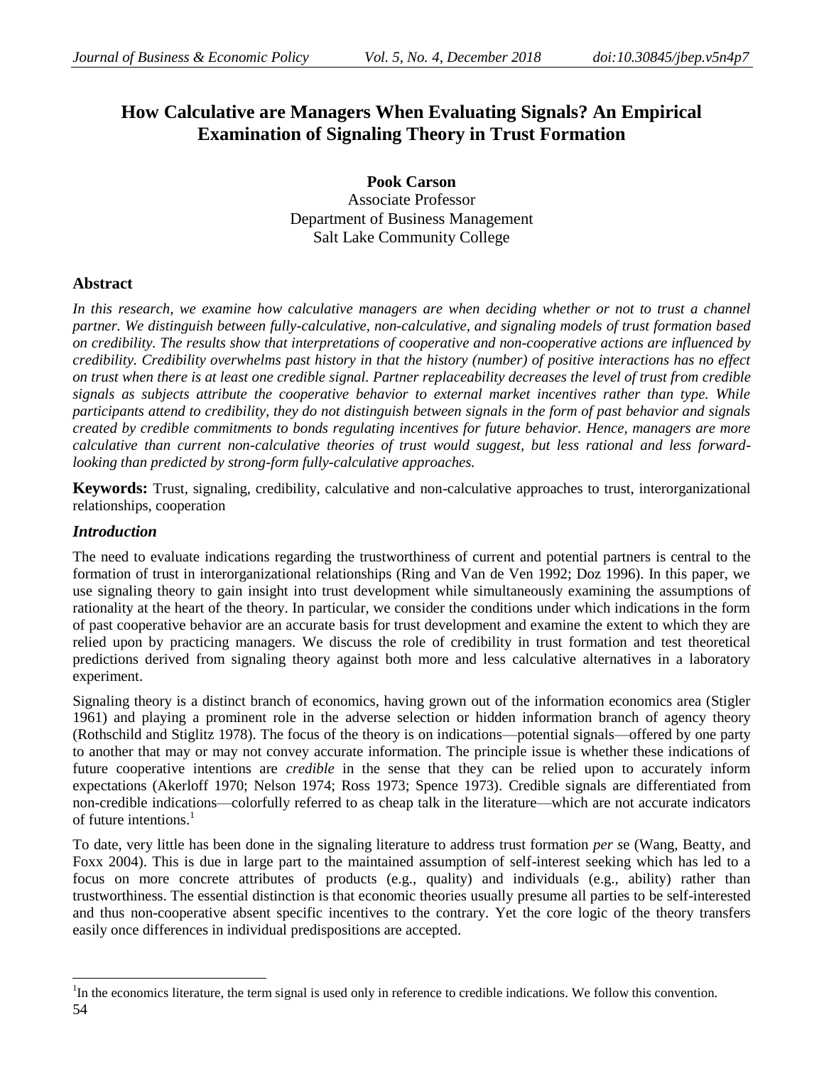# How Calculative are Managers When Evaluating Signals? An Empirical Examination of Signaling Theory in Trust Formation

**Pook Carson**
Associate Professor
Department of Business Management
Salt Lake Community College

## Abstract

*In this research, we examine how calculative managers are when deciding whether or not to trust a channel partner. We distinguish between fully-calculative, non-calculative, and signaling models of trust formation based on credibility. The results show that interpretations of cooperative and non-cooperative actions are influenced by credibility. Credibility overwhelms past history in that the history (number) of positive interactions has no effect on trust when there is at least one credible signal. Partner replaceability decreases the level of trust from credible signals as subjects attribute the cooperative behavior to external market incentives rather than type. While participants attend to credibility, they do not distinguish between signals in the form of past behavior and signals created by credible commitments to bonds regulating incentives for future behavior. Hence, managers are more calculative than current non-calculative theories of trust would suggest, but less rational and less forward-looking than predicted by strong-form fully-calculative approaches.*

**Keywords:** Trust, signaling, credibility, calculative and non-calculative approaches to trust, interorganizational relationships, cooperation

## *Introduction*

The need to evaluate indications regarding the trustworthiness of current and potential partners is central to the formation of trust in interorganizational relationships (Ring and Van de Ven 1992; Doz 1996). In this paper, we use signaling theory to gain insight into trust development while simultaneously examining the assumptions of rationality at the heart of the theory. In particular, we consider the conditions under which indications in the form of past cooperative behavior are an accurate basis for trust development and examine the extent to which they are relied upon by practicing managers. We discuss the role of credibility in trust formation and test theoretical predictions derived from signaling theory against both more and less calculative alternatives in a laboratory experiment.

Signaling theory is a distinct branch of economics, having grown out of the information economics area (Stigler 1961) and playing a prominent role in the adverse selection or hidden information branch of agency theory (Rothschild and Stiglitz 1978). The focus of the theory is on indications—potential signals—offered by one party to another that may or may not convey accurate information. The principle issue is whether these indications of future cooperative intentions are *credible* in the sense that they can be relied upon to accurately inform expectations (Akerloff 1970; Nelson 1974; Ross 1973; Spence 1973). Credible signals are differentiated from non-credible indications—colorfully referred to as cheap talk in the literature—which are not accurate indicators of future intentions.[1]

To date, very little has been done in the signaling literature to address trust formation *per se* (Wang, Beatty, and Foxx 2004). This is due in large part to the maintained assumption of self-interest seeking which has led to a focus on more concrete attributes of products (e.g., quality) and individuals (e.g., ability) rather than trustworthiness. The essential distinction is that economic theories usually presume all parties to be self-interested and thus non-cooperative absent specific incentives to the contrary. Yet the core logic of the theory transfers easily once differences in individual predispositions are accepted.

[1]In the economics literature, the term signal is used only in reference to credible indications. We follow this convention.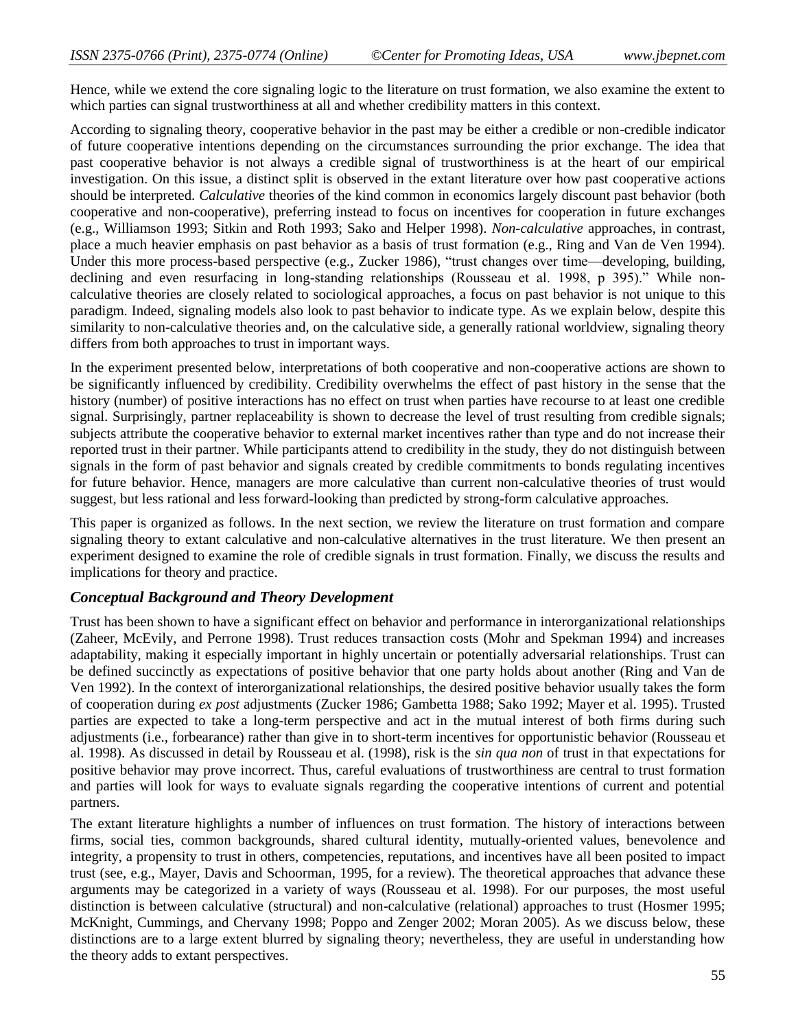Hence, while we extend the core signaling logic to the literature on trust formation, we also examine the extent to which parties can signal trustworthiness at all and whether credibility matters in this context.

According to signaling theory, cooperative behavior in the past may be either a credible or non-credible indicator of future cooperative intentions depending on the circumstances surrounding the prior exchange. The idea that past cooperative behavior is not always a credible signal of trustworthiness is at the heart of our empirical investigation. On this issue, a distinct split is observed in the extant literature over how past cooperative actions should be interpreted. *Calculative* theories of the kind common in economics largely discount past behavior (both cooperative and non-cooperative), preferring instead to focus on incentives for cooperation in future exchanges (e.g., Williamson 1993; Sitkin and Roth 1993; Sako and Helper 1998). *Non-calculative* approaches, in contrast, place a much heavier emphasis on past behavior as a basis of trust formation (e.g., Ring and Van de Ven 1994). Under this more process-based perspective (e.g., Zucker 1986), "trust changes over time—developing, building, declining and even resurfacing in long-standing relationships (Rousseau et al. 1998, p 395)." While non-calculative theories are closely related to sociological approaches, a focus on past behavior is not unique to this paradigm. Indeed, signaling models also look to past behavior to indicate type. As we explain below, despite this similarity to non-calculative theories and, on the calculative side, a generally rational worldview, signaling theory differs from both approaches to trust in important ways.

In the experiment presented below, interpretations of both cooperative and non-cooperative actions are shown to be significantly influenced by credibility. Credibility overwhelms the effect of past history in the sense that the history (number) of positive interactions has no effect on trust when parties have recourse to at least one credible signal. Surprisingly, partner replaceability is shown to decrease the level of trust resulting from credible signals; subjects attribute the cooperative behavior to external market incentives rather than type and do not increase their reported trust in their partner. While participants attend to credibility in the study, they do not distinguish between signals in the form of past behavior and signals created by credible commitments to bonds regulating incentives for future behavior. Hence, managers are more calculative than current non-calculative theories of trust would suggest, but less rational and less forward-looking than predicted by strong-form calculative approaches.

This paper is organized as follows. In the next section, we review the literature on trust formation and compare signaling theory to extant calculative and non-calculative alternatives in the trust literature. We then present an experiment designed to examine the role of credible signals in trust formation. Finally, we discuss the results and implications for theory and practice.

### *Conceptual Background and Theory Development*

Trust has been shown to have a significant effect on behavior and performance in interorganizational relationships (Zaheer, McEvily, and Perrone 1998). Trust reduces transaction costs (Mohr and Spekman 1994) and increases adaptability, making it especially important in highly uncertain or potentially adversarial relationships. Trust can be defined succinctly as expectations of positive behavior that one party holds about another (Ring and Van de Ven 1992). In the context of interorganizational relationships, the desired positive behavior usually takes the form of cooperation during *ex post* adjustments (Zucker 1986; Gambetta 1988; Sako 1992; Mayer et al. 1995). Trusted parties are expected to take a long-term perspective and act in the mutual interest of both firms during such adjustments (i.e., forbearance) rather than give in to short-term incentives for opportunistic behavior (Rousseau et al. 1998). As discussed in detail by Rousseau et al. (1998), risk is the *sin qua non* of trust in that expectations for positive behavior may prove incorrect. Thus, careful evaluations of trustworthiness are central to trust formation and parties will look for ways to evaluate signals regarding the cooperative intentions of current and potential partners.

The extant literature highlights a number of influences on trust formation. The history of interactions between firms, social ties, common backgrounds, shared cultural identity, mutually-oriented values, benevolence and integrity, a propensity to trust in others, competencies, reputations, and incentives have all been posited to impact trust (see, e.g., Mayer, Davis and Schoorman, 1995, for a review). The theoretical approaches that advance these arguments may be categorized in a variety of ways (Rousseau et al. 1998). For our purposes, the most useful distinction is between calculative (structural) and non-calculative (relational) approaches to trust (Hosmer 1995; McKnight, Cummings, and Chervany 1998; Poppo and Zenger 2002; Moran 2005). As we discuss below, these distinctions are to a large extent blurred by signaling theory; nevertheless, they are useful in understanding how the theory adds to extant perspectives.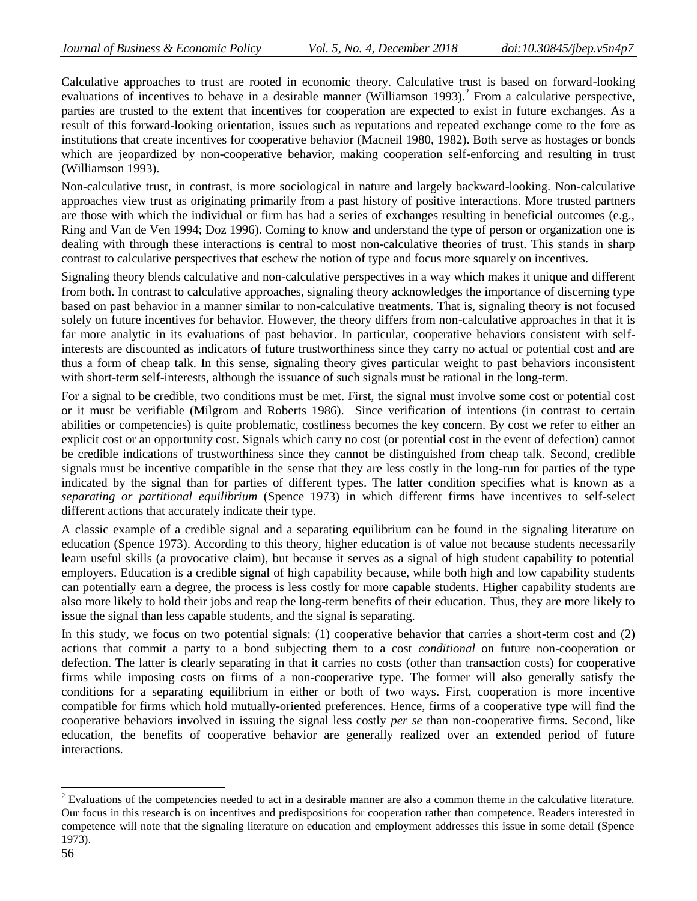Calculative approaches to trust are rooted in economic theory. Calculative trust is based on forward-looking evaluations of incentives to behave in a desirable manner (Williamson 1993).[2] From a calculative perspective, parties are trusted to the extent that incentives for cooperation are expected to exist in future exchanges. As a result of this forward-looking orientation, issues such as reputations and repeated exchange come to the fore as institutions that create incentives for cooperative behavior (Macneil 1980, 1982). Both serve as hostages or bonds which are jeopardized by non-cooperative behavior, making cooperation self-enforcing and resulting in trust (Williamson 1993).

Non-calculative trust, in contrast, is more sociological in nature and largely backward-looking. Non-calculative approaches view trust as originating primarily from a past history of positive interactions. More trusted partners are those with which the individual or firm has had a series of exchanges resulting in beneficial outcomes (e.g., Ring and Van de Ven 1994; Doz 1996). Coming to know and understand the type of person or organization one is dealing with through these interactions is central to most non-calculative theories of trust. This stands in sharp contrast to calculative perspectives that eschew the notion of type and focus more squarely on incentives.

Signaling theory blends calculative and non-calculative perspectives in a way which makes it unique and different from both. In contrast to calculative approaches, signaling theory acknowledges the importance of discerning type based on past behavior in a manner similar to non-calculative treatments. That is, signaling theory is not focused solely on future incentives for behavior. However, the theory differs from non-calculative approaches in that it is far more analytic in its evaluations of past behavior. In particular, cooperative behaviors consistent with self-interests are discounted as indicators of future trustworthiness since they carry no actual or potential cost and are thus a form of cheap talk. In this sense, signaling theory gives particular weight to past behaviors inconsistent with short-term self-interests, although the issuance of such signals must be rational in the long-term.

For a signal to be credible, two conditions must be met. First, the signal must involve some cost or potential cost or it must be verifiable (Milgrom and Roberts 1986). Since verification of intentions (in contrast to certain abilities or competencies) is quite problematic, costliness becomes the key concern. By cost we refer to either an explicit cost or an opportunity cost. Signals which carry no cost (or potential cost in the event of defection) cannot be credible indications of trustworthiness since they cannot be distinguished from cheap talk. Second, credible signals must be incentive compatible in the sense that they are less costly in the long-run for parties of the type indicated by the signal than for parties of different types. The latter condition specifies what is known as a *separating or partitional equilibrium* (Spence 1973) in which different firms have incentives to self-select different actions that accurately indicate their type.

A classic example of a credible signal and a separating equilibrium can be found in the signaling literature on education (Spence 1973). According to this theory, higher education is of value not because students necessarily learn useful skills (a provocative claim), but because it serves as a signal of high student capability to potential employers. Education is a credible signal of high capability because, while both high and low capability students can potentially earn a degree, the process is less costly for more capable students. Higher capability students are also more likely to hold their jobs and reap the long-term benefits of their education. Thus, they are more likely to issue the signal than less capable students, and the signal is separating.

In this study, we focus on two potential signals: (1) cooperative behavior that carries a short-term cost and (2) actions that commit a party to a bond subjecting them to a cost *conditional* on future non-cooperation or defection. The latter is clearly separating in that it carries no costs (other than transaction costs) for cooperative firms while imposing costs on firms of a non-cooperative type. The former will also generally satisfy the conditions for a separating equilibrium in either or both of two ways. First, cooperation is more incentive compatible for firms which hold mutually-oriented preferences. Hence, firms of a cooperative type will find the cooperative behaviors involved in issuing the signal less costly *per se* than non-cooperative firms. Second, like education, the benefits of cooperative behavior are generally realized over an extended period of future interactions.

---

[2] Evaluations of the competencies needed to act in a desirable manner are also a common theme in the calculative literature. Our focus in this research is on incentives and predispositions for cooperation rather than competence. Readers interested in competence will note that the signaling literature on education and employment addresses this issue in some detail (Spence 1973).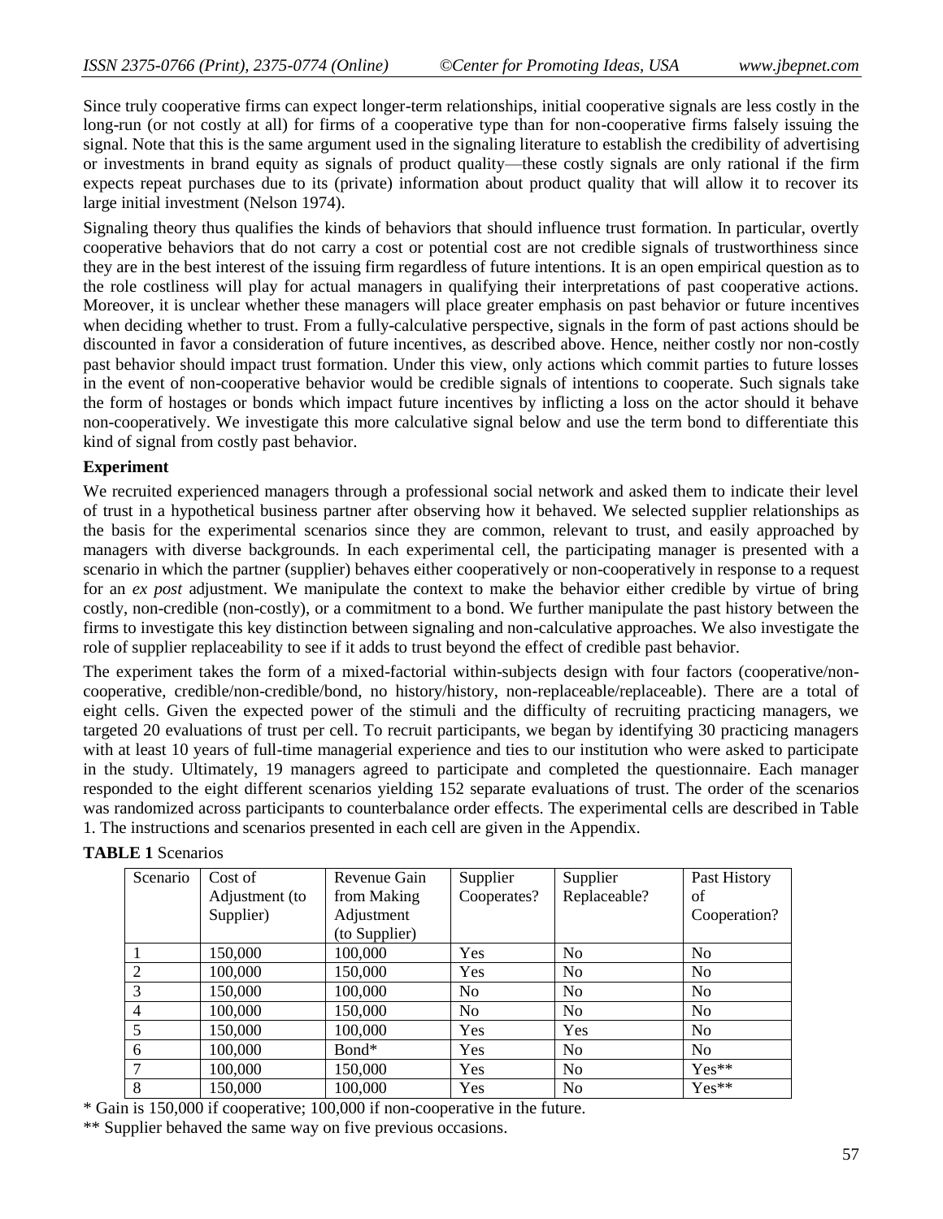Since truly cooperative firms can expect longer-term relationships, initial cooperative signals are less costly in the long-run (or not costly at all) for firms of a cooperative type than for non-cooperative firms falsely issuing the signal. Note that this is the same argument used in the signaling literature to establish the credibility of advertising or investments in brand equity as signals of product quality—these costly signals are only rational if the firm expects repeat purchases due to its (private) information about product quality that will allow it to recover its large initial investment (Nelson 1974).

Signaling theory thus qualifies the kinds of behaviors that should influence trust formation. In particular, overtly cooperative behaviors that do not carry a cost or potential cost are not credible signals of trustworthiness since they are in the best interest of the issuing firm regardless of future intentions. It is an open empirical question as to the role costliness will play for actual managers in qualifying their interpretations of past cooperative actions. Moreover, it is unclear whether these managers will place greater emphasis on past behavior or future incentives when deciding whether to trust. From a fully-calculative perspective, signals in the form of past actions should be discounted in favor a consideration of future incentives, as described above. Hence, neither costly nor non-costly past behavior should impact trust formation. Under this view, only actions which commit parties to future losses in the event of non-cooperative behavior would be credible signals of intentions to cooperate. Such signals take the form of hostages or bonds which impact future incentives by inflicting a loss on the actor should it behave non-cooperatively. We investigate this more calculative signal below and use the term bond to differentiate this kind of signal from costly past behavior.

**Experiment**

We recruited experienced managers through a professional social network and asked them to indicate their level of trust in a hypothetical business partner after observing how it behaved. We selected supplier relationships as the basis for the experimental scenarios since they are common, relevant to trust, and easily approached by managers with diverse backgrounds. In each experimental cell, the participating manager is presented with a scenario in which the partner (supplier) behaves either cooperatively or non-cooperatively in response to a request for an *ex post* adjustment. We manipulate the context to make the behavior either credible by virtue of bring costly, non-credible (non-costly), or a commitment to a bond. We further manipulate the past history between the firms to investigate this key distinction between signaling and non-calculative approaches. We also investigate the role of supplier replaceability to see if it adds to trust beyond the effect of credible past behavior.

The experiment takes the form of a mixed-factorial within-subjects design with four factors (cooperative/non-cooperative, credible/non-credible/bond, no history/history, non-replaceable/replaceable). There are a total of eight cells. Given the expected power of the stimuli and the difficulty of recruiting practicing managers, we targeted 20 evaluations of trust per cell. To recruit participants, we began by identifying 30 practicing managers with at least 10 years of full-time managerial experience and ties to our institution who were asked to participate in the study. Ultimately, 19 managers agreed to participate and completed the questionnaire. Each manager responded to the eight different scenarios yielding 152 separate evaluations of trust. The order of the scenarios was randomized across participants to counterbalance order effects. The experimental cells are described in Table 1. The instructions and scenarios presented in each cell are given in the Appendix.

**TABLE 1** Scenarios

| Scenario | Cost of Adjustment (to Supplier) | Revenue Gain from Making Adjustment (to Supplier) | Supplier Cooperates? | Supplier Replaceable? | Past History of Cooperation? |
|---|---|---|---|---|---|
| 1 | 150,000 | 100,000 | Yes | No | No |
| 2 | 100,000 | 150,000 | Yes | No | No |
| 3 | 150,000 | 100,000 | No | No | No |
| 4 | 100,000 | 150,000 | No | No | No |
| 5 | 150,000 | 100,000 | Yes | Yes | No |
| 6 | 100,000 | Bond* | Yes | No | No |
| 7 | 100,000 | 150,000 | Yes | No | Yes** |
| 8 | 150,000 | 100,000 | Yes | No | Yes** |

\* Gain is 150,000 if cooperative; 100,000 if non-cooperative in the future.

\** Supplier behaved the same way on five previous occasions.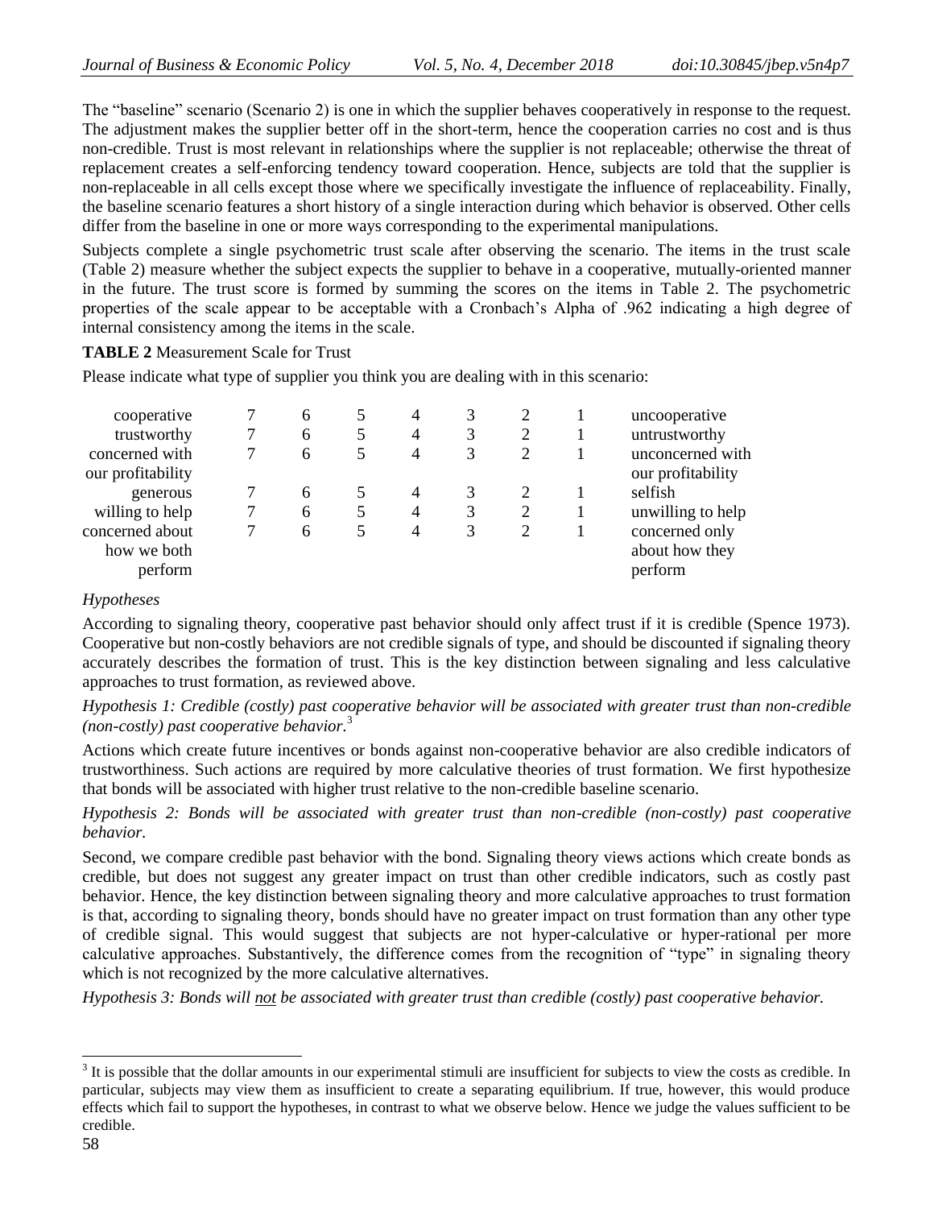The "baseline" scenario (Scenario 2) is one in which the supplier behaves cooperatively in response to the request. The adjustment makes the supplier better off in the short-term, hence the cooperation carries no cost and is thus non-credible. Trust is most relevant in relationships where the supplier is not replaceable; otherwise the threat of replacement creates a self-enforcing tendency toward cooperation. Hence, subjects are told that the supplier is non-replaceable in all cells except those where we specifically investigate the influence of replaceability. Finally, the baseline scenario features a short history of a single interaction during which behavior is observed. Other cells differ from the baseline in one or more ways corresponding to the experimental manipulations.

Subjects complete a single psychometric trust scale after observing the scenario. The items in the trust scale (Table 2) measure whether the subject expects the supplier to behave in a cooperative, mutually-oriented manner in the future. The trust score is formed by summing the scores on the items in Table 2. The psychometric properties of the scale appear to be acceptable with a Cronbach's Alpha of .962 indicating a high degree of internal consistency among the items in the scale.

**TABLE 2** Measurement Scale for Trust

Please indicate what type of supplier you think you are dealing with in this scenario:

| | | | | | | | | |
|---|---|---|---|---|---|---|---|---|
| cooperative | 7 | 6 | 5 | 4 | 3 | 2 | 1 | uncooperative |
| trustworthy | 7 | 6 | 5 | 4 | 3 | 2 | 1 | untrustworthy |
| concerned with our profitability | 7 | 6 | 5 | 4 | 3 | 2 | 1 | unconcerned with our profitability |
| generous | 7 | 6 | 5 | 4 | 3 | 2 | 1 | selfish |
| willing to help | 7 | 6 | 5 | 4 | 3 | 2 | 1 | unwilling to help |
| concerned about how we both perform | 7 | 6 | 5 | 4 | 3 | 2 | 1 | concerned only about how they perform |

*Hypotheses*

According to signaling theory, cooperative past behavior should only affect trust if it is credible (Spence 1973). Cooperative but non-costly behaviors are not credible signals of type, and should be discounted if signaling theory accurately describes the formation of trust. This is the key distinction between signaling and less calculative approaches to trust formation, as reviewed above.

*Hypothesis 1: Credible (costly) past cooperative behavior will be associated with greater trust than non-credible (non-costly) past cooperative behavior.*[3]

Actions which create future incentives or bonds against non-cooperative behavior are also credible indicators of trustworthiness. Such actions are required by more calculative theories of trust formation. We first hypothesize that bonds will be associated with higher trust relative to the non-credible baseline scenario.

*Hypothesis 2: Bonds will be associated with greater trust than non-credible (non-costly) past cooperative behavior.*

Second, we compare credible past behavior with the bond. Signaling theory views actions which create bonds as credible, but does not suggest any greater impact on trust than other credible indicators, such as costly past behavior. Hence, the key distinction between signaling theory and more calculative approaches to trust formation is that, according to signaling theory, bonds should have no greater impact on trust formation than any other type of credible signal. This would suggest that subjects are not hyper-calculative or hyper-rational per more calculative approaches. Substantively, the difference comes from the recognition of "type" in signaling theory which is not recognized by the more calculative alternatives.

*Hypothesis 3: Bonds will not be associated with greater trust than credible (costly) past cooperative behavior.*

[3] It is possible that the dollar amounts in our experimental stimuli are insufficient for subjects to view the costs as credible. In particular, subjects may view them as insufficient to create a separating equilibrium. If true, however, this would produce effects which fail to support the hypotheses, in contrast to what we observe below. Hence we judge the values sufficient to be credible.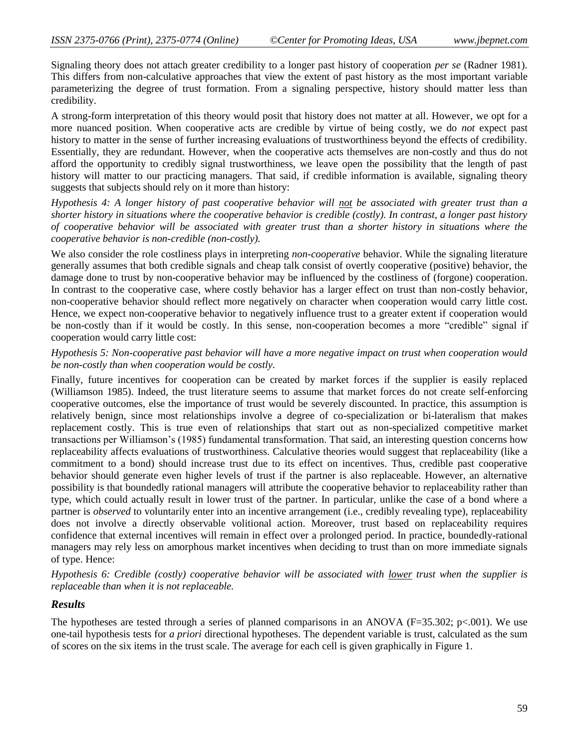Signaling theory does not attach greater credibility to a longer past history of cooperation *per se* (Radner 1981). This differs from non-calculative approaches that view the extent of past history as the most important variable parameterizing the degree of trust formation. From a signaling perspective, history should matter less than credibility.

A strong-form interpretation of this theory would posit that history does not matter at all. However, we opt for a more nuanced position. When cooperative acts are credible by virtue of being costly, we do *not* expect past history to matter in the sense of further increasing evaluations of trustworthiness beyond the effects of credibility. Essentially, they are redundant. However, when the cooperative acts themselves are non-costly and thus do not afford the opportunity to credibly signal trustworthiness, we leave open the possibility that the length of past history will matter to our practicing managers. That said, if credible information is available, signaling theory suggests that subjects should rely on it more than history:

*Hypothesis 4: A longer history of past cooperative behavior will <u>not</u> be associated with greater trust than a shorter history in situations where the cooperative behavior is credible (costly). In contrast, a longer past history of cooperative behavior will be associated with greater trust than a shorter history in situations where the cooperative behavior is non-credible (non-costly).*

We also consider the role costliness plays in interpreting *non-cooperative* behavior. While the signaling literature generally assumes that both credible signals and cheap talk consist of overtly cooperative (positive) behavior, the damage done to trust by non-cooperative behavior may be influenced by the costliness of (forgone) cooperation. In contrast to the cooperative case, where costly behavior has a larger effect on trust than non-costly behavior, non-cooperative behavior should reflect more negatively on character when cooperation would carry little cost. Hence, we expect non-cooperative behavior to negatively influence trust to a greater extent if cooperation would be non-costly than if it would be costly. In this sense, non-cooperation becomes a more "credible" signal if cooperation would carry little cost:

*Hypothesis 5: Non-cooperative past behavior will have a more negative impact on trust when cooperation would be non-costly than when cooperation would be costly.*

Finally, future incentives for cooperation can be created by market forces if the supplier is easily replaced (Williamson 1985). Indeed, the trust literature seems to assume that market forces do not create self-enforcing cooperative outcomes, else the importance of trust would be severely discounted. In practice, this assumption is relatively benign, since most relationships involve a degree of co-specialization or bi-lateralism that makes replacement costly. This is true even of relationships that start out as non-specialized competitive market transactions per Williamson's (1985) fundamental transformation. That said, an interesting question concerns how replaceability affects evaluations of trustworthiness. Calculative theories would suggest that replaceability (like a commitment to a bond) should increase trust due to its effect on incentives. Thus, credible past cooperative behavior should generate even higher levels of trust if the partner is also replaceable. However, an alternative possibility is that boundedly rational managers will attribute the cooperative behavior to replaceability rather than type, which could actually result in lower trust of the partner. In particular, unlike the case of a bond where a partner is *observed* to voluntarily enter into an incentive arrangement (i.e., credibly revealing type), replaceability does not involve a directly observable volitional action. Moreover, trust based on replaceability requires confidence that external incentives will remain in effect over a prolonged period. In practice, boundedly-rational managers may rely less on amorphous market incentives when deciding to trust than on more immediate signals of type. Hence:

*Hypothesis 6: Credible (costly) cooperative behavior will be associated with <u>lower</u> trust when the supplier is replaceable than when it is not replaceable.*

## *Results*

The hypotheses are tested through a series of planned comparisons in an ANOVA ($F=35.302$; $p<.001$). We use one-tail hypothesis tests for *a priori* directional hypotheses. The dependent variable is trust, calculated as the sum of scores on the six items in the trust scale. The average for each cell is given graphically in Figure 1.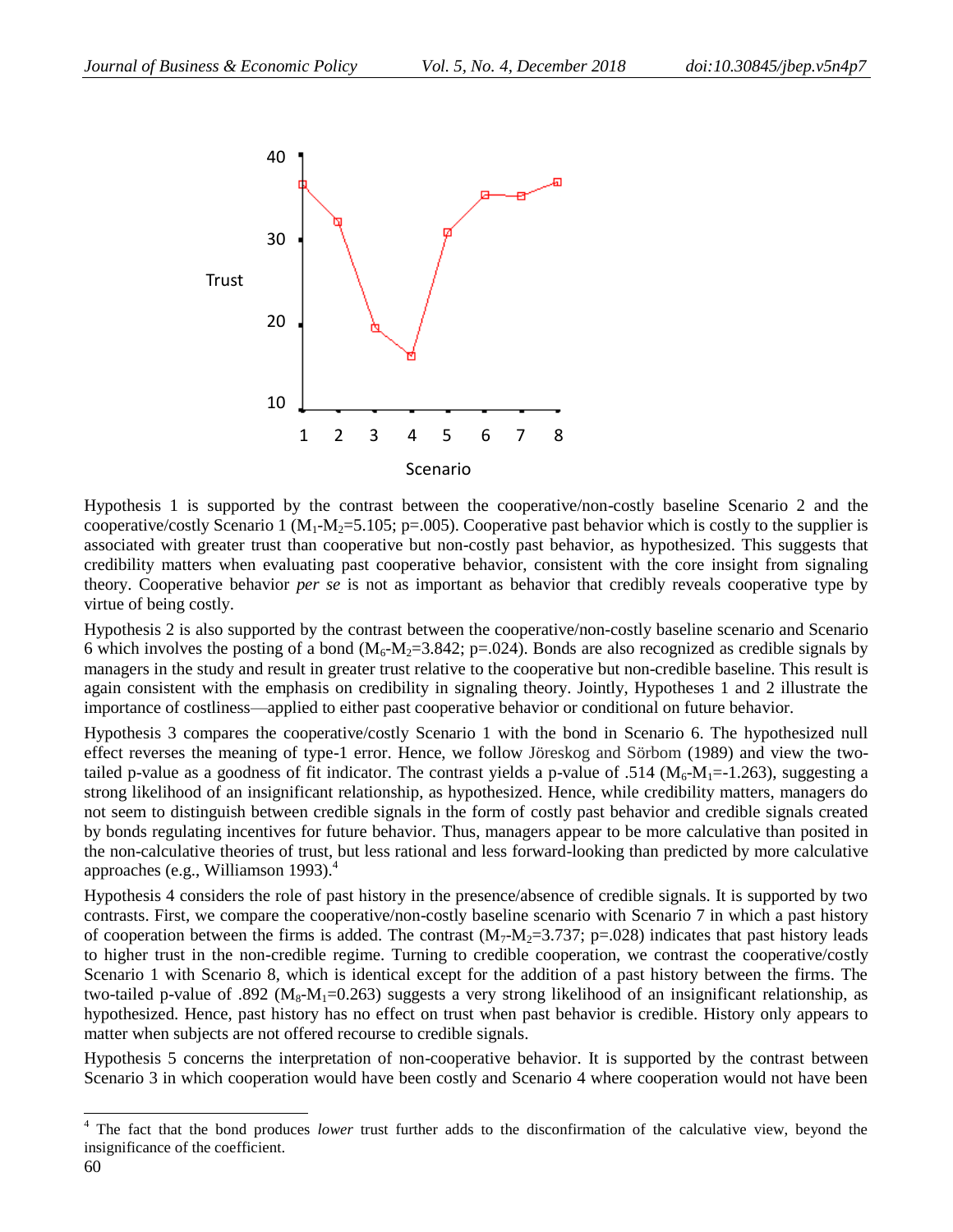Hypothesis 1 is supported by the contrast between the cooperative/non-costly baseline Scenario 2 and the cooperative/costly Scenario 1 ($M_1$-$M_2$=5.105; p=.005). Cooperative past behavior which is costly to the supplier is associated with greater trust than cooperative but non-costly past behavior, as hypothesized. This suggests that credibility matters when evaluating past cooperative behavior, consistent with the core insight from signaling theory. Cooperative behavior *per se* is not as important as behavior that credibly reveals cooperative type by virtue of being costly.

Hypothesis 2 is also supported by the contrast between the cooperative/non-costly baseline scenario and Scenario 6 which involves the posting of a bond ($M_6$-$M_2$=3.842; p=.024). Bonds are also recognized as credible signals by managers in the study and result in greater trust relative to the cooperative but non-credible baseline. This result is again consistent with the emphasis on credibility in signaling theory. Jointly, Hypotheses 1 and 2 illustrate the importance of costliness—applied to either past cooperative behavior or conditional on future behavior.

Hypothesis 3 compares the cooperative/costly Scenario 1 with the bond in Scenario 6. The hypothesized null effect reverses the meaning of type-1 error. Hence, we follow Jöreskog and Sörbom (1989) and view the two-tailed p-value as a goodness of fit indicator. The contrast yields a p-value of .514 ($M_6$-$M_1$=-1.263), suggesting a strong likelihood of an insignificant relationship, as hypothesized. Hence, while credibility matters, managers do not seem to distinguish between credible signals in the form of costly past behavior and credible signals created by bonds regulating incentives for future behavior. Thus, managers appear to be more calculative than posited in the non-calculative theories of trust, but less rational and less forward-looking than predicted by more calculative approaches (e.g., Williamson 1993).[4]

Hypothesis 4 considers the role of past history in the presence/absence of credible signals. It is supported by two contrasts. First, we compare the cooperative/non-costly baseline scenario with Scenario 7 in which a past history of cooperation between the firms is added. The contrast ($M_7$-$M_2$=3.737; p=.028) indicates that past history leads to higher trust in the non-credible regime. Turning to credible cooperation, we contrast the cooperative/costly Scenario 1 with Scenario 8, which is identical except for the addition of a past history between the firms. The two-tailed p-value of .892 ($M_8$-$M_1$=0.263) suggests a very strong likelihood of an insignificant relationship, as hypothesized. Hence, past history has no effect on trust when past behavior is credible. History only appears to matter when subjects are not offered recourse to credible signals.

Hypothesis 5 concerns the interpretation of non-cooperative behavior. It is supported by the contrast between Scenario 3 in which cooperation would have been costly and Scenario 4 where cooperation would not have been

[4] The fact that the bond produces *lower* trust further adds to the disconfirmation of the calculative view, beyond the insignificance of the coefficient.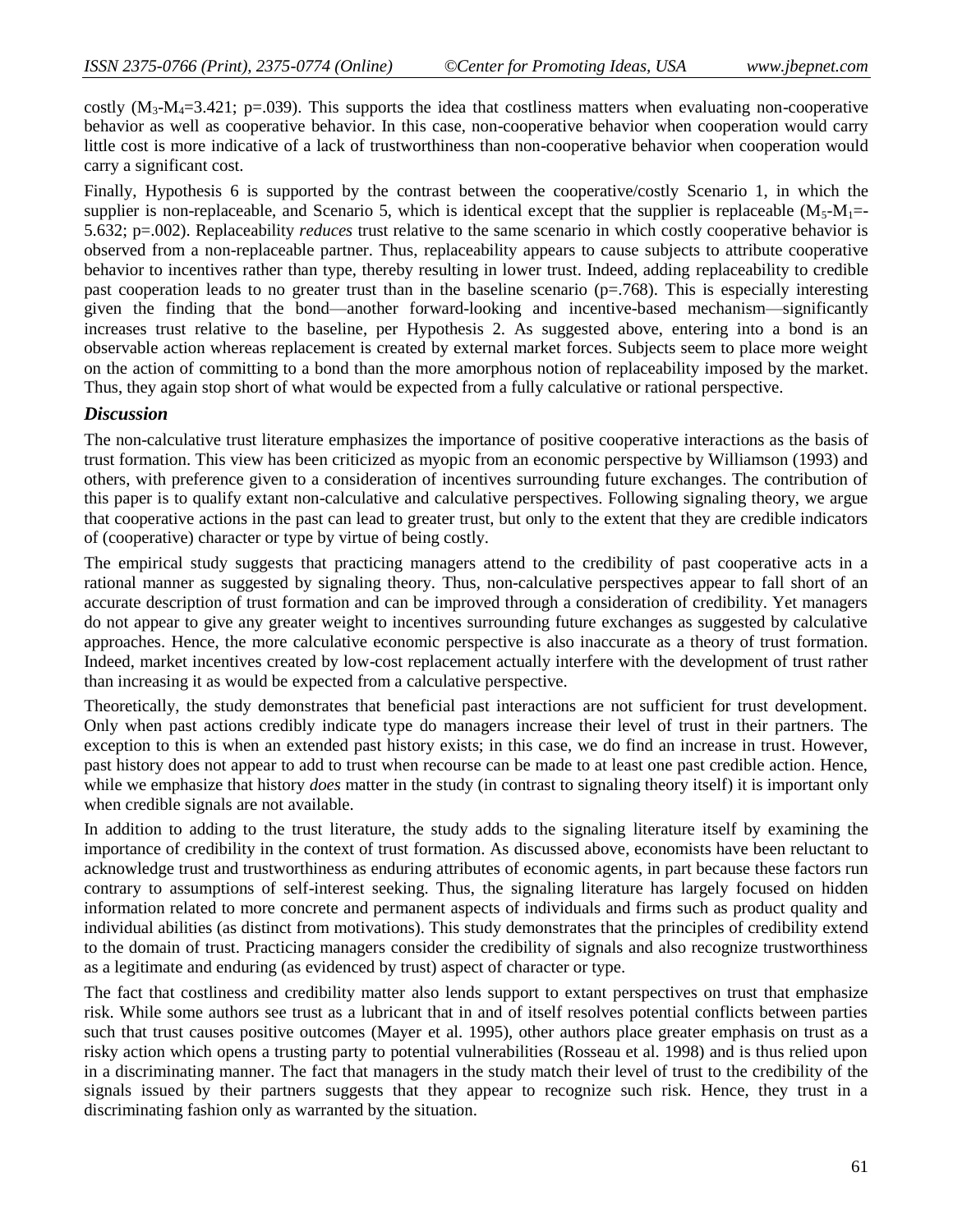costly ($M_3$-$M_4$=3.421; p=.039). This supports the idea that costliness matters when evaluating non-cooperative behavior as well as cooperative behavior. In this case, non-cooperative behavior when cooperation would carry little cost is more indicative of a lack of trustworthiness than non-cooperative behavior when cooperation would carry a significant cost.

Finally, Hypothesis 6 is supported by the contrast between the cooperative/costly Scenario 1, in which the supplier is non-replaceable, and Scenario 5, which is identical except that the supplier is replaceable ($M_5$-$M_1$=-5.632; p=.002). Replaceability *reduces* trust relative to the same scenario in which costly cooperative behavior is observed from a non-replaceable partner. Thus, replaceability appears to cause subjects to attribute cooperative behavior to incentives rather than type, thereby resulting in lower trust. Indeed, adding replaceability to credible past cooperation leads to no greater trust than in the baseline scenario (p=.768). This is especially interesting given the finding that the bond—another forward-looking and incentive-based mechanism—significantly increases trust relative to the baseline, per Hypothesis 2. As suggested above, entering into a bond is an observable action whereas replacement is created by external market forces. Subjects seem to place more weight on the action of committing to a bond than the more amorphous notion of replaceability imposed by the market. Thus, they again stop short of what would be expected from a fully calculative or rational perspective.

### *Discussion*

The non-calculative trust literature emphasizes the importance of positive cooperative interactions as the basis of trust formation. This view has been criticized as myopic from an economic perspective by Williamson (1993) and others, with preference given to a consideration of incentives surrounding future exchanges. The contribution of this paper is to qualify extant non-calculative and calculative perspectives. Following signaling theory, we argue that cooperative actions in the past can lead to greater trust, but only to the extent that they are credible indicators of (cooperative) character or type by virtue of being costly.

The empirical study suggests that practicing managers attend to the credibility of past cooperative acts in a rational manner as suggested by signaling theory. Thus, non-calculative perspectives appear to fall short of an accurate description of trust formation and can be improved through a consideration of credibility. Yet managers do not appear to give any greater weight to incentives surrounding future exchanges as suggested by calculative approaches. Hence, the more calculative economic perspective is also inaccurate as a theory of trust formation. Indeed, market incentives created by low-cost replacement actually interfere with the development of trust rather than increasing it as would be expected from a calculative perspective.

Theoretically, the study demonstrates that beneficial past interactions are not sufficient for trust development. Only when past actions credibly indicate type do managers increase their level of trust in their partners. The exception to this is when an extended past history exists; in this case, we do find an increase in trust. However, past history does not appear to add to trust when recourse can be made to at least one past credible action. Hence, while we emphasize that history *does* matter in the study (in contrast to signaling theory itself) it is important only when credible signals are not available.

In addition to adding to the trust literature, the study adds to the signaling literature itself by examining the importance of credibility in the context of trust formation. As discussed above, economists have been reluctant to acknowledge trust and trustworthiness as enduring attributes of economic agents, in part because these factors run contrary to assumptions of self-interest seeking. Thus, the signaling literature has largely focused on hidden information related to more concrete and permanent aspects of individuals and firms such as product quality and individual abilities (as distinct from motivations). This study demonstrates that the principles of credibility extend to the domain of trust. Practicing managers consider the credibility of signals and also recognize trustworthiness as a legitimate and enduring (as evidenced by trust) aspect of character or type.

The fact that costliness and credibility matter also lends support to extant perspectives on trust that emphasize risk. While some authors see trust as a lubricant that in and of itself resolves potential conflicts between parties such that trust causes positive outcomes (Mayer et al. 1995), other authors place greater emphasis on trust as a risky action which opens a trusting party to potential vulnerabilities (Rosseau et al. 1998) and is thus relied upon in a discriminating manner. The fact that managers in the study match their level of trust to the credibility of the signals issued by their partners suggests that they appear to recognize such risk. Hence, they trust in a discriminating fashion only as warranted by the situation.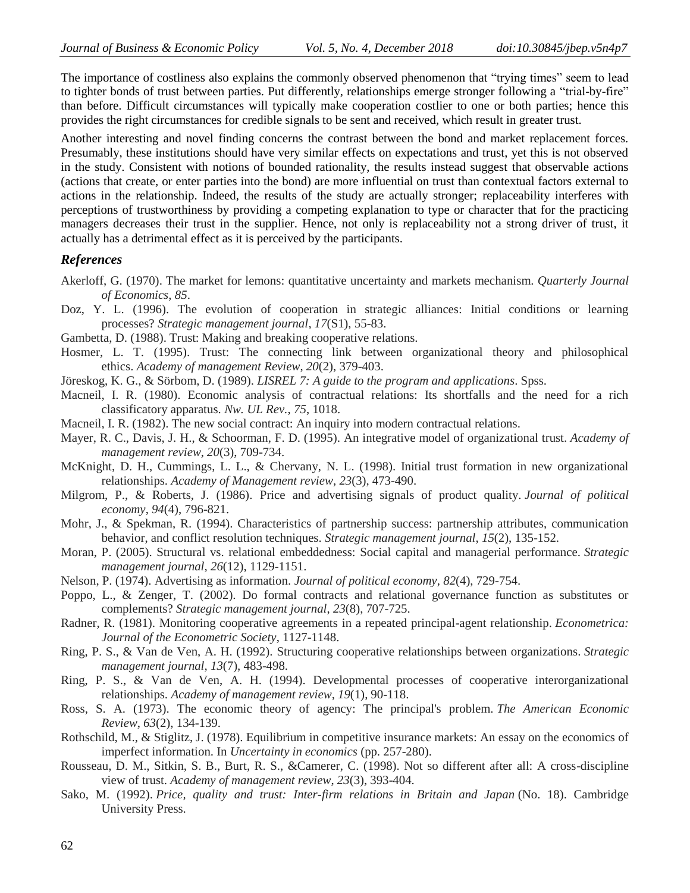The importance of costliness also explains the commonly observed phenomenon that "trying times" seem to lead to tighter bonds of trust between parties. Put differently, relationships emerge stronger following a "trial-by-fire" than before. Difficult circumstances will typically make cooperation costlier to one or both parties; hence this provides the right circumstances for credible signals to be sent and received, which result in greater trust.

Another interesting and novel finding concerns the contrast between the bond and market replacement forces. Presumably, these institutions should have very similar effects on expectations and trust, yet this is not observed in the study. Consistent with notions of bounded rationality, the results instead suggest that observable actions (actions that create, or enter parties into the bond) are more influential on trust than contextual factors external to actions in the relationship. Indeed, the results of the study are actually stronger; replaceability interferes with perceptions of trustworthiness by providing a competing explanation to type or character that for the practicing managers decreases their trust in the supplier. Hence, not only is replaceability not a strong driver of trust, it actually has a detrimental effect as it is perceived by the participants.

## *References*

Akerloff, G. (1970). The market for lemons: quantitative uncertainty and markets mechanism. *Quarterly Journal of Economics, 85*.

Doz, Y. L. (1996). The evolution of cooperation in strategic alliances: Initial conditions or learning processes? *Strategic management journal*, *17*(S1), 55-83.

Gambetta, D. (1988). Trust: Making and breaking cooperative relations.

Hosmer, L. T. (1995). Trust: The connecting link between organizational theory and philosophical ethics. *Academy of management Review*, *20*(2), 379-403.

Jöreskog, K. G., & Sörbom, D. (1989). *LISREL 7: A guide to the program and applications*. Spss.

Macneil, I. R. (1980). Economic analysis of contractual relations: Its shortfalls and the need for a rich classificatory apparatus. *Nw. UL Rev.*, *75*, 1018.

Macneil, I. R. (1982). The new social contract: An inquiry into modern contractual relations.

Mayer, R. C., Davis, J. H., & Schoorman, F. D. (1995). An integrative model of organizational trust. *Academy of management review*, *20*(3), 709-734.

McKnight, D. H., Cummings, L. L., & Chervany, N. L. (1998). Initial trust formation in new organizational relationships. *Academy of Management review*, *23*(3), 473-490.

Milgrom, P., & Roberts, J. (1986). Price and advertising signals of product quality. *Journal of political economy*, *94*(4), 796-821.

Mohr, J., & Spekman, R. (1994). Characteristics of partnership success: partnership attributes, communication behavior, and conflict resolution techniques. *Strategic management journal*, *15*(2), 135-152.

Moran, P. (2005). Structural vs. relational embeddedness: Social capital and managerial performance. *Strategic management journal*, *26*(12), 1129-1151.

Nelson, P. (1974). Advertising as information. *Journal of political economy*, *82*(4), 729-754.

Poppo, L., & Zenger, T. (2002). Do formal contracts and relational governance function as substitutes or complements? *Strategic management journal*, *23*(8), 707-725.

Radner, R. (1981). Monitoring cooperative agreements in a repeated principal-agent relationship. *Econometrica: Journal of the Econometric Society*, 1127-1148.

Ring, P. S., & Van de Ven, A. H. (1992). Structuring cooperative relationships between organizations. *Strategic management journal*, *13*(7), 483-498.

Ring, P. S., & Van de Ven, A. H. (1994). Developmental processes of cooperative interorganizational relationships. *Academy of management review*, *19*(1), 90-118.

Ross, S. A. (1973). The economic theory of agency: The principal's problem. *The American Economic Review*, *63*(2), 134-139.

Rothschild, M., & Stiglitz, J. (1978). Equilibrium in competitive insurance markets: An essay on the economics of imperfect information. In *Uncertainty in economics* (pp. 257-280).

Rousseau, D. M., Sitkin, S. B., Burt, R. S., &Camerer, C. (1998). Not so different after all: A cross-discipline view of trust. *Academy of management review*, *23*(3), 393-404.

Sako, M. (1992). *Price, quality and trust: Inter-firm relations in Britain and Japan* (No. 18). Cambridge University Press.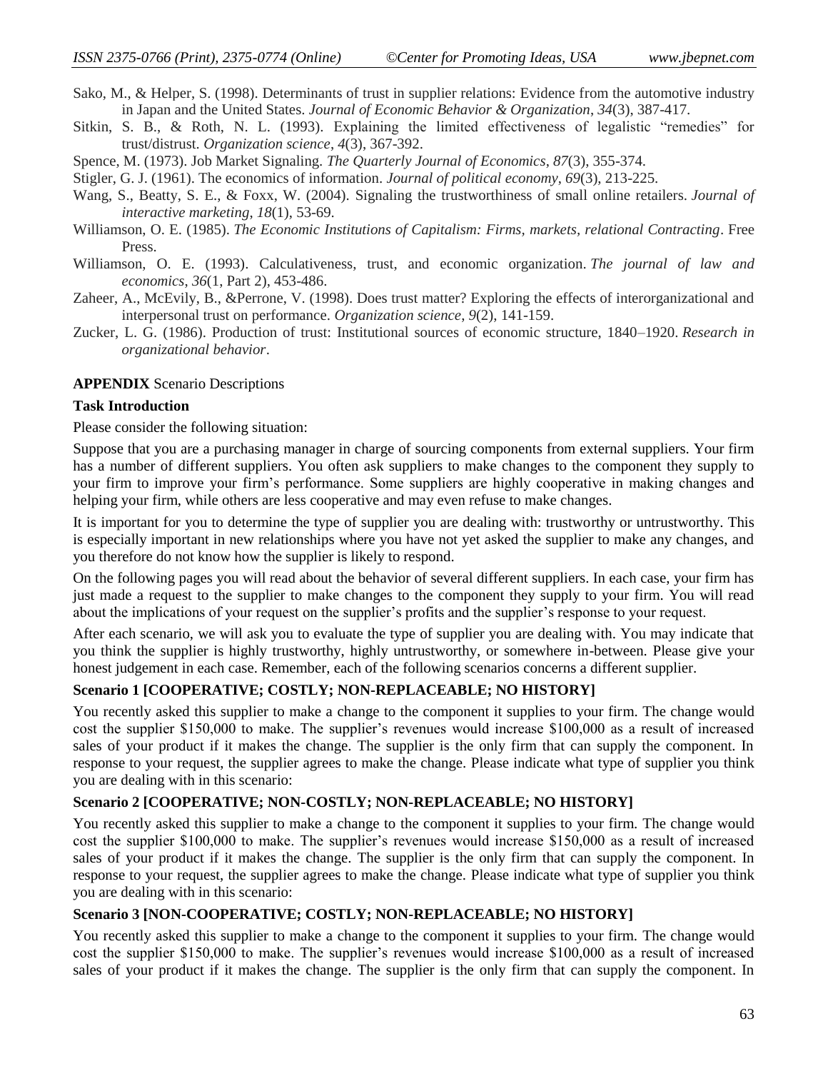Sako, M., & Helper, S. (1998). Determinants of trust in supplier relations: Evidence from the automotive industry in Japan and the United States. *Journal of Economic Behavior & Organization*, *34*(3), 387-417.

Sitkin, S. B., & Roth, N. L. (1993). Explaining the limited effectiveness of legalistic "remedies" for trust/distrust. *Organization science*, *4*(3), 367-392.

Spence, M. (1973). Job Market Signaling. *The Quarterly Journal of Economics*, *87*(3), 355-374.

Stigler, G. J. (1961). The economics of information. *Journal of political economy*, *69*(3), 213-225.

Wang, S., Beatty, S. E., & Foxx, W. (2004). Signaling the trustworthiness of small online retailers. *Journal of interactive marketing*, *18*(1), 53-69.

Williamson, O. E. (1985). *The Economic Institutions of Capitalism: Firms, markets, relational Contracting*. Free Press.

Williamson, O. E. (1993). Calculativeness, trust, and economic organization. *The journal of law and economics*, *36*(1, Part 2), 453-486.

Zaheer, A., McEvily, B., &Perrone, V. (1998). Does trust matter? Exploring the effects of interorganizational and interpersonal trust on performance. *Organization science*, *9*(2), 141-159.

Zucker, L. G. (1986). Production of trust: Institutional sources of economic structure, 1840–1920. *Research in organizational behavior*.

**APPENDIX** Scenario Descriptions

**Task Introduction**

Please consider the following situation:

Suppose that you are a purchasing manager in charge of sourcing components from external suppliers. Your firm has a number of different suppliers. You often ask suppliers to make changes to the component they supply to your firm to improve your firm's performance. Some suppliers are highly cooperative in making changes and helping your firm, while others are less cooperative and may even refuse to make changes.

It is important for you to determine the type of supplier you are dealing with: trustworthy or untrustworthy. This is especially important in new relationships where you have not yet asked the supplier to make any changes, and you therefore do not know how the supplier is likely to respond.

On the following pages you will read about the behavior of several different suppliers. In each case, your firm has just made a request to the supplier to make changes to the component they supply to your firm. You will read about the implications of your request on the supplier's profits and the supplier's response to your request.

After each scenario, we will ask you to evaluate the type of supplier you are dealing with. You may indicate that you think the supplier is highly trustworthy, highly untrustworthy, or somewhere in-between. Please give your honest judgement in each case. Remember, each of the following scenarios concerns a different supplier.

**Scenario 1 [COOPERATIVE; COSTLY; NON-REPLACEABLE; NO HISTORY]**

You recently asked this supplier to make a change to the component it supplies to your firm. The change would cost the supplier $150,000 to make. The supplier's revenues would increase $100,000 as a result of increased sales of your product if it makes the change. The supplier is the only firm that can supply the component. In response to your request, the supplier agrees to make the change. Please indicate what type of supplier you think you are dealing with in this scenario:

**Scenario 2 [COOPERATIVE; NON-COSTLY; NON-REPLACEABLE; NO HISTORY]**

You recently asked this supplier to make a change to the component it supplies to your firm. The change would cost the supplier $100,000 to make. The supplier's revenues would increase $150,000 as a result of increased sales of your product if it makes the change. The supplier is the only firm that can supply the component. In response to your request, the supplier agrees to make the change. Please indicate what type of supplier you think you are dealing with in this scenario:

**Scenario 3 [NON-COOPERATIVE; COSTLY; NON-REPLACEABLE; NO HISTORY]**

You recently asked this supplier to make a change to the component it supplies to your firm. The change would cost the supplier $150,000 to make. The supplier's revenues would increase $100,000 as a result of increased sales of your product if it makes the change. The supplier is the only firm that can supply the component. In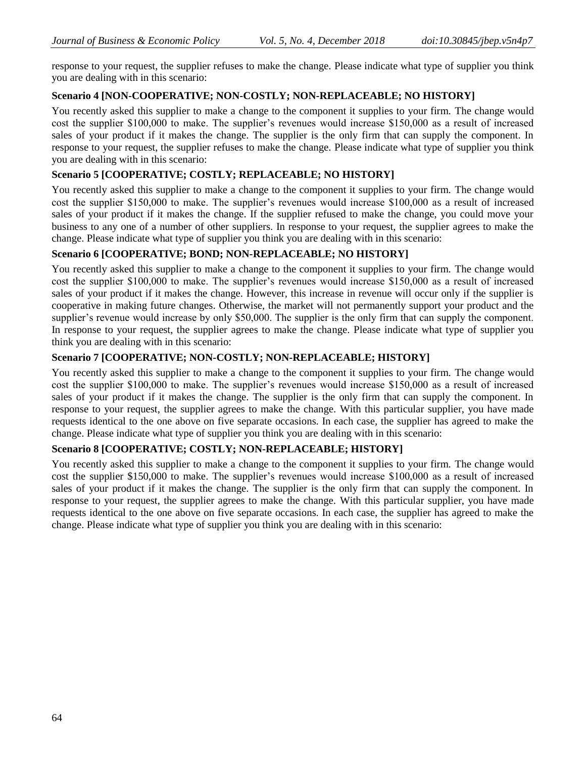response to your request, the supplier refuses to make the change. Please indicate what type of supplier you think you are dealing with in this scenario:

**Scenario 4 [NON-COOPERATIVE; NON-COSTLY; NON-REPLACEABLE; NO HISTORY]**

You recently asked this supplier to make a change to the component it supplies to your firm. The change would cost the supplier $100,000 to make. The supplier's revenues would increase $150,000 as a result of increased sales of your product if it makes the change. The supplier is the only firm that can supply the component. In response to your request, the supplier refuses to make the change. Please indicate what type of supplier you think you are dealing with in this scenario:

**Scenario 5 [COOPERATIVE; COSTLY; REPLACEABLE; NO HISTORY]**

You recently asked this supplier to make a change to the component it supplies to your firm. The change would cost the supplier $150,000 to make. The supplier's revenues would increase $100,000 as a result of increased sales of your product if it makes the change. If the supplier refused to make the change, you could move your business to any one of a number of other suppliers. In response to your request, the supplier agrees to make the change. Please indicate what type of supplier you think you are dealing with in this scenario:

**Scenario 6 [COOPERATIVE; BOND; NON-REPLACEABLE; NO HISTORY]**

You recently asked this supplier to make a change to the component it supplies to your firm. The change would cost the supplier $100,000 to make. The supplier's revenues would increase $150,000 as a result of increased sales of your product if it makes the change. However, this increase in revenue will occur only if the supplier is cooperative in making future changes. Otherwise, the market will not permanently support your product and the supplier's revenue would increase by only $50,000. The supplier is the only firm that can supply the component. In response to your request, the supplier agrees to make the change. Please indicate what type of supplier you think you are dealing with in this scenario:

**Scenario 7 [COOPERATIVE; NON-COSTLY; NON-REPLACEABLE; HISTORY]**

You recently asked this supplier to make a change to the component it supplies to your firm. The change would cost the supplier $100,000 to make. The supplier's revenues would increase $150,000 as a result of increased sales of your product if it makes the change. The supplier is the only firm that can supply the component. In response to your request, the supplier agrees to make the change. With this particular supplier, you have made requests identical to the one above on five separate occasions. In each case, the supplier has agreed to make the change. Please indicate what type of supplier you think you are dealing with in this scenario:

**Scenario 8 [COOPERATIVE; COSTLY; NON-REPLACEABLE; HISTORY]**

You recently asked this supplier to make a change to the component it supplies to your firm. The change would cost the supplier $150,000 to make. The supplier's revenues would increase $100,000 as a result of increased sales of your product if it makes the change. The supplier is the only firm that can supply the component. In response to your request, the supplier agrees to make the change. With this particular supplier, you have made requests identical to the one above on five separate occasions. In each case, the supplier has agreed to make the change. Please indicate what type of supplier you think you are dealing with in this scenario: